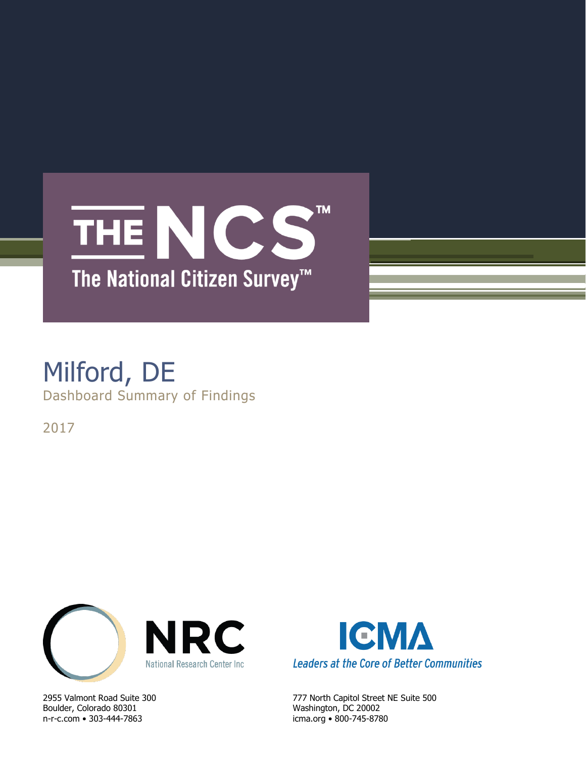# THE NCS™

## The National Citizen Survey™

# Milford, DE

Dashboard Summary of Findings

2017

NRC
National Research Center Inc

2955 Valmont Road Suite 300
Boulder, Colorado 80301
n-r-c.com • 303-444-7863

ICMA
*Leaders at the Core of Better Communities*

777 North Capitol Street NE Suite 500
Washington, DC 20002
icma.org • 800-745-8780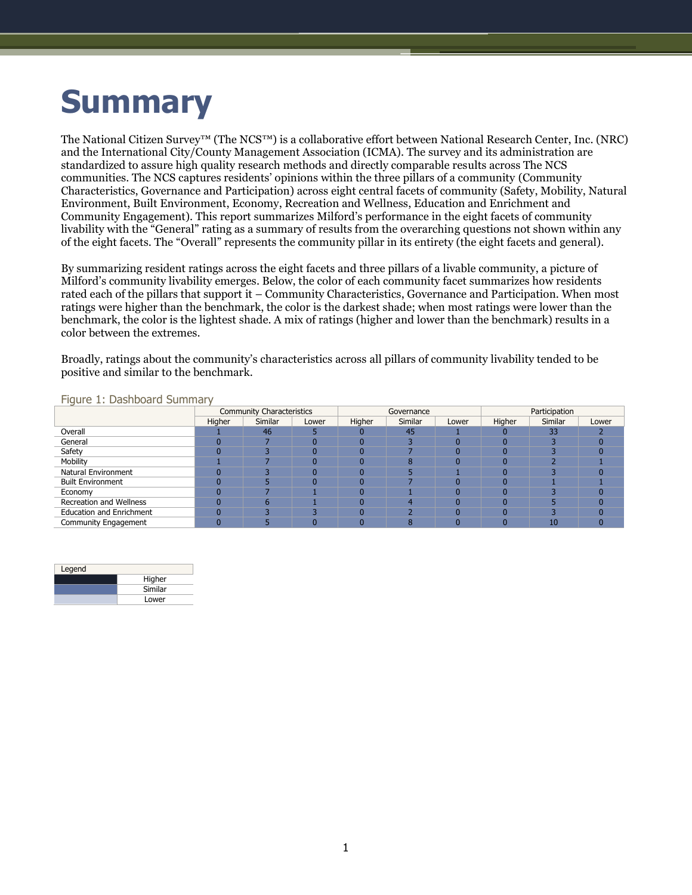# Summary

The National Citizen Survey™ (The NCS™) is a collaborative effort between National Research Center, Inc. (NRC) and the International City/County Management Association (ICMA). The survey and its administration are standardized to assure high quality research methods and directly comparable results across The NCS communities. The NCS captures residents' opinions within the three pillars of a community (Community Characteristics, Governance and Participation) across eight central facets of community (Safety, Mobility, Natural Environment, Built Environment, Economy, Recreation and Wellness, Education and Enrichment and Community Engagement). This report summarizes Milford's performance in the eight facets of community livability with the "General" rating as a summary of results from the overarching questions not shown within any of the eight facets. The "Overall" represents the community pillar in its entirety (the eight facets and general).

By summarizing resident ratings across the eight facets and three pillars of a livable community, a picture of Milford's community livability emerges. Below, the color of each community facet summarizes how residents rated each of the pillars that support it – Community Characteristics, Governance and Participation. When most ratings were higher than the benchmark, the color is the darkest shade; when most ratings were lower than the benchmark, the color is the lightest shade. A mix of ratings (higher and lower than the benchmark) results in a color between the extremes.

Broadly, ratings about the community's characteristics across all pillars of community livability tended to be positive and similar to the benchmark.

Figure 1: Dashboard Summary

| | Community Characteristics | | | Governance | | | Participation | | |
|---|---|---|---|---|---|---|---|---|---|
| | Higher | Similar | Lower | Higher | Similar | Lower | Higher | Similar | Lower |
| Overall | 1 | 46 | 5 | 0 | 45 | 1 | 0 | 33 | 2 |
| General | 0 | 7 | 0 | 0 | 3 | 0 | 0 | 3 | 0 |
| Safety | 0 | 3 | 0 | 0 | 7 | 0 | 0 | 3 | 0 |
| Mobility | 1 | 7 | 0 | 0 | 8 | 0 | 0 | 2 | 1 |
| Natural Environment | 0 | 3 | 0 | 0 | 5 | 1 | 0 | 3 | 0 |
| Built Environment | 0 | 5 | 0 | 0 | 7 | 0 | 0 | 1 | 1 |
| Economy | 0 | 7 | 1 | 0 | 1 | 0 | 0 | 3 | 0 |
| Recreation and Wellness | 0 | 6 | 1 | 0 | 4 | 0 | 0 | 5 | 0 |
| Education and Enrichment | 0 | 3 | 3 | 0 | 2 | 0 | 0 | 3 | 0 |
| Community Engagement | 0 | 5 | 0 | 0 | 8 | 0 | 0 | 10 | 0 |

| Legend | |
|---|---|
| | Higher |
| | Similar |
| | Lower |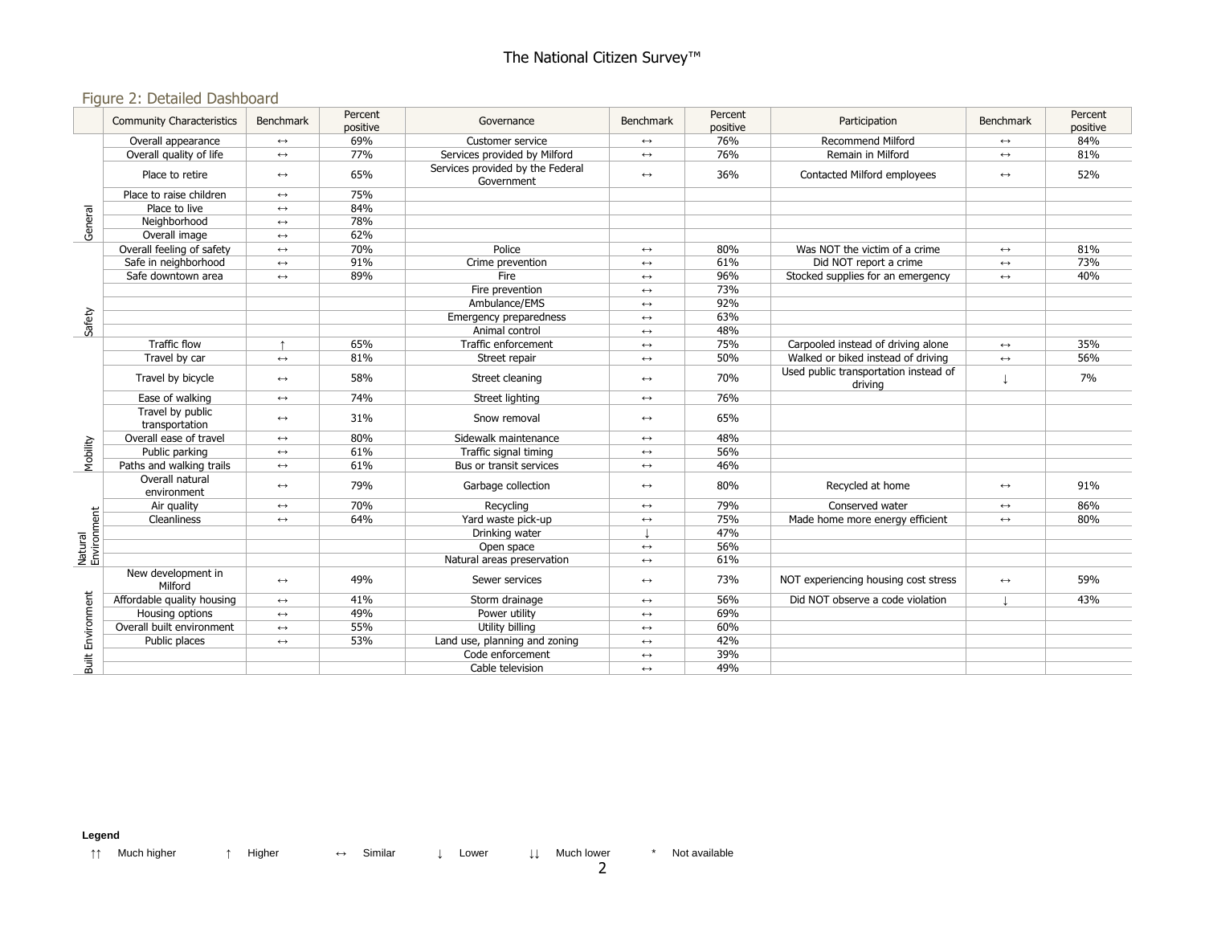## Figure 2: Detailed Dashboard

| | Community Characteristics | Benchmark | Percent positive | Governance | Benchmark | Percent positive | Participation | Benchmark | Percent positive |
|---|---|---|---|---|---|---|---|---|---|
| General | Overall appearance | ↔ | 69% | Customer service | ↔ | 76% | Recommend Milford | ↔ | 84% |
| | Overall quality of life | ↔ | 77% | Services provided by Milford | ↔ | 76% | Remain in Milford | ↔ | 81% |
| | Place to retire | ↔ | 65% | Services provided by the Federal Government | ↔ | 36% | Contacted Milford employees | ↔ | 52% |
| | Place to raise children | ↔ | 75% | | | | | | |
| | Place to live | ↔ | 84% | | | | | | |
| | Neighborhood | ↔ | 78% | | | | | | |
| | Overall image | ↔ | 62% | | | | | | |
| Safety | Overall feeling of safety | ↔ | 70% | Police | ↔ | 80% | Was NOT the victim of a crime | ↔ | 81% |
| | Safe in neighborhood | ↔ | 91% | Crime prevention | ↔ | 61% | Did NOT report a crime | ↔ | 73% |
| | Safe downtown area | ↔ | 89% | Fire | ↔ | 96% | Stocked supplies for an emergency | ↔ | 40% |
| | | | | Fire prevention | ↔ | 73% | | | |
| | | | | Ambulance/EMS | ↔ | 92% | | | |
| | | | | Emergency preparedness | ↔ | 63% | | | |
| | | | | Animal control | ↔ | 48% | | | |
| Mobility | Traffic flow | ↑ | 65% | Traffic enforcement | ↔ | 75% | Carpooled instead of driving alone | ↔ | 35% |
| | Travel by car | ↔ | 81% | Street repair | ↔ | 50% | Walked or biked instead of driving | ↔ | 56% |
| | Travel by bicycle | ↔ | 58% | Street cleaning | ↔ | 70% | Used public transportation instead of driving | ↓ | 7% |
| | Ease of walking | ↔ | 74% | Street lighting | ↔ | 76% | | | |
| | Travel by public transportation | ↔ | 31% | Snow removal | ↔ | 65% | | | |
| | Overall ease of travel | ↔ | 80% | Sidewalk maintenance | ↔ | 48% | | | |
| | Public parking | ↔ | 61% | Traffic signal timing | ↔ | 56% | | | |
| | Paths and walking trails | ↔ | 61% | Bus or transit services | ↔ | 46% | | | |
| Natural Environment | Overall natural environment | ↔ | 79% | Garbage collection | ↔ | 80% | Recycled at home | ↔ | 91% |
| | Air quality | ↔ | 70% | Recycling | ↔ | 79% | Conserved water | ↔ | 86% |
| | Cleanliness | ↔ | 64% | Yard waste pick-up | ↔ | 75% | Made home more energy efficient | ↔ | 80% |
| | | | | Drinking water | ↓ | 47% | | | |
| | | | | Open space | ↔ | 56% | | | |
| | | | | Natural areas preservation | ↔ | 61% | | | |
| Built Environment | New development in Milford | ↔ | 49% | Sewer services | ↔ | 73% | NOT experiencing housing cost stress | ↔ | 59% |
| | Affordable quality housing | ↔ | 41% | Storm drainage | ↔ | 56% | Did NOT observe a code violation | ↓ | 43% |
| | Housing options | ↔ | 49% | Power utility | ↔ | 69% | | | |
| | Overall built environment | ↔ | 55% | Utility billing | ↔ | 60% | | | |
| | Public places | ↔ | 53% | Land use, planning and zoning | ↔ | 42% | | | |
| | | | | Code enforcement | ↔ | 39% | | | |
| | | | | Cable television | ↔ | 49% | | | |

**Legend**

↑↑ Much higher  ↑ Higher  ↔ Similar  ↓ Lower  ↓↓ Much lower  * Not available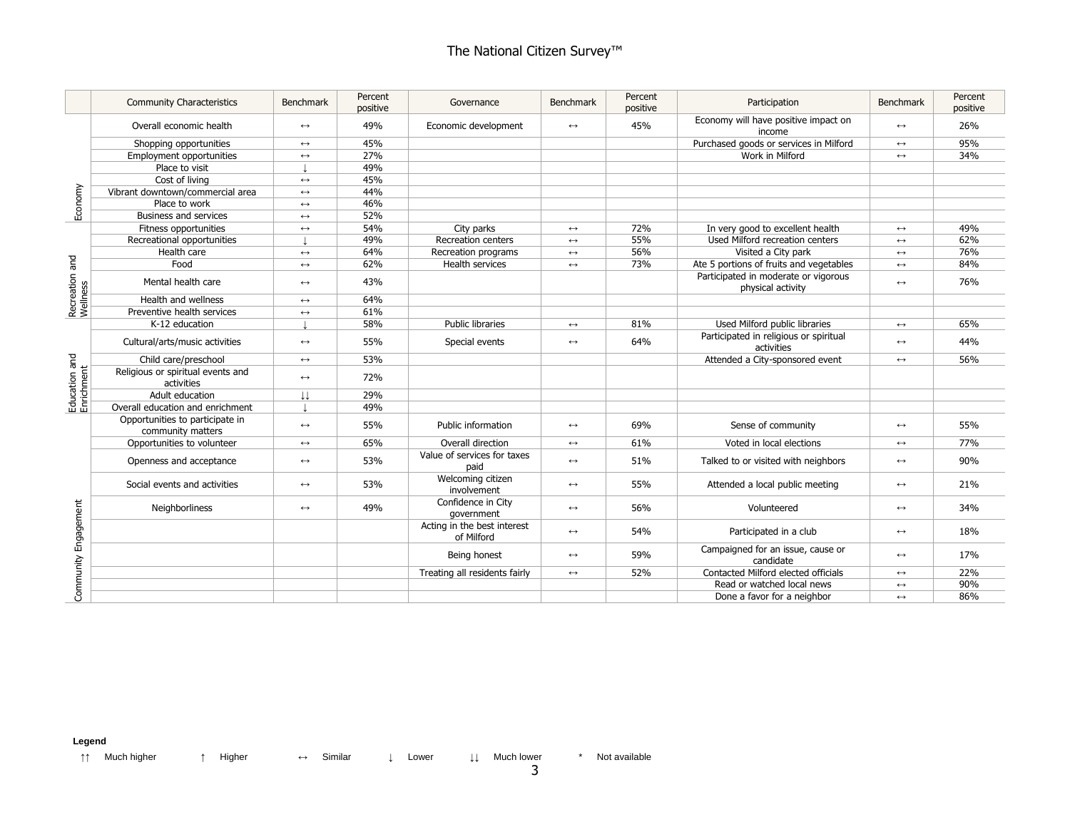# The National Citizen Survey™

| | Community Characteristics | Benchmark | Percent positive | Governance | Benchmark | Percent positive | Participation | Benchmark | Percent positive |
|---|---|---|---|---|---|---|---|---|---|
| Economy | Overall economic health | ↔ | 49% | Economic development | ↔ | 45% | Economy will have positive impact on income | ↔ | 26% |
| | Shopping opportunities | ↔ | 45% | | | | Purchased goods or services in Milford | ↔ | 95% |
| | Employment opportunities | ↔ | 27% | | | | Work in Milford | ↔ | 34% |
| | Place to visit | ↓ | 49% | | | | | | |
| | Cost of living | ↔ | 45% | | | | | | |
| | Vibrant downtown/commercial area | ↔ | 44% | | | | | | |
| | Place to work | ↔ | 46% | | | | | | |
| | Business and services | ↔ | 52% | | | | | | |
| Recreation and Wellness | Fitness opportunities | ↔ | 54% | City parks | ↔ | 72% | In very good to excellent health | ↔ | 49% |
| | Recreational opportunities | ↓ | 49% | Recreation centers | ↔ | 55% | Used Milford recreation centers | ↔ | 62% |
| | Health care | ↔ | 64% | Recreation programs | ↔ | 56% | Visited a City park | ↔ | 76% |
| | Food | ↔ | 62% | Health services | ↔ | 73% | Ate 5 portions of fruits and vegetables | ↔ | 84% |
| | Mental health care | ↔ | 43% | | | | Participated in moderate or vigorous physical activity | ↔ | 76% |
| | Health and wellness | ↔ | 64% | | | | | | |
| | Preventive health services | ↔ | 61% | | | | | | |
| Education and Enrichment | K-12 education | ↓ | 58% | Public libraries | ↔ | 81% | Used Milford public libraries | ↔ | 65% |
| | Cultural/arts/music activities | ↔ | 55% | Special events | ↔ | 64% | Participated in religious or spiritual activities | ↔ | 44% |
| | Child care/preschool | ↔ | 53% | | | | Attended a City-sponsored event | ↔ | 56% |
| | Religious or spiritual events and activities | ↔ | 72% | | | | | | |
| | Adult education | ↓↓ | 29% | | | | | | |
| | Overall education and enrichment | ↓ | 49% | | | | | | |
| Community Engagement | Opportunities to participate in community matters | ↔ | 55% | Public information | ↔ | 69% | Sense of community | ↔ | 55% |
| | Opportunities to volunteer | ↔ | 65% | Overall direction | ↔ | 61% | Voted in local elections | ↔ | 77% |
| | Openness and acceptance | ↔ | 53% | Value of services for taxes paid | ↔ | 51% | Talked to or visited with neighbors | ↔ | 90% |
| | Social events and activities | ↔ | 53% | Welcoming citizen involvement | ↔ | 55% | Attended a local public meeting | ↔ | 21% |
| | Neighborliness | ↔ | 49% | Confidence in City government | ↔ | 56% | Volunteered | ↔ | 34% |
| | | | | Acting in the best interest of Milford | ↔ | 54% | Participated in a club | ↔ | 18% |
| | | | | Being honest | ↔ | 59% | Campaigned for an issue, cause or candidate | ↔ | 17% |
| | | | | Treating all residents fairly | ↔ | 52% | Contacted Milford elected officials | ↔ | 22% |
| | | | | | | | Read or watched local news | ↔ | 90% |
| | | | | | | | Done a favor for a neighbor | ↔ | 86% |

**Legend**

↑↑ Much higher ↑ Higher ↔ Similar ↓ Lower ↓↓ Much lower * Not available